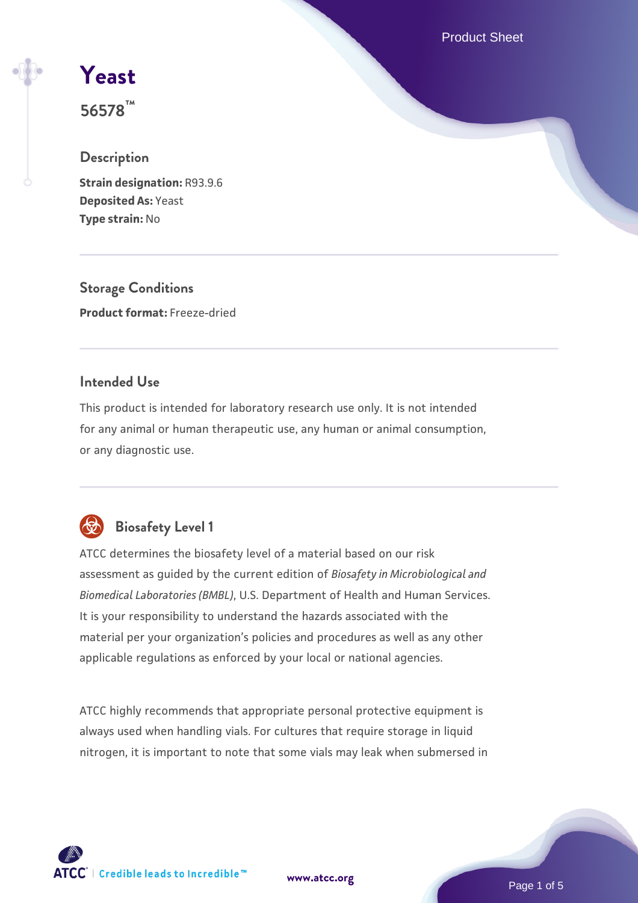# Yeast

**56578™**

## Description

**Strain designation:** R93.9.6
**Deposited As:** Yeast
**Type strain:** No

## Storage Conditions

**Product format:** Freeze-dried

## Intended Use

This product is intended for laboratory research use only. It is not intended for any animal or human therapeutic use, any human or animal consumption, or any diagnostic use.

## Biosafety Level 1

ATCC determines the biosafety level of a material based on our risk assessment as guided by the current edition of *Biosafety in Microbiological and Biomedical Laboratories (BMBL)*, U.S. Department of Health and Human Services. It is your responsibility to understand the hazards associated with the material per your organization's policies and procedures as well as any other applicable regulations as enforced by your local or national agencies.

ATCC highly recommends that appropriate personal protective equipment is always used when handling vials. For cultures that require storage in liquid nitrogen, it is important to note that some vials may leak when submersed in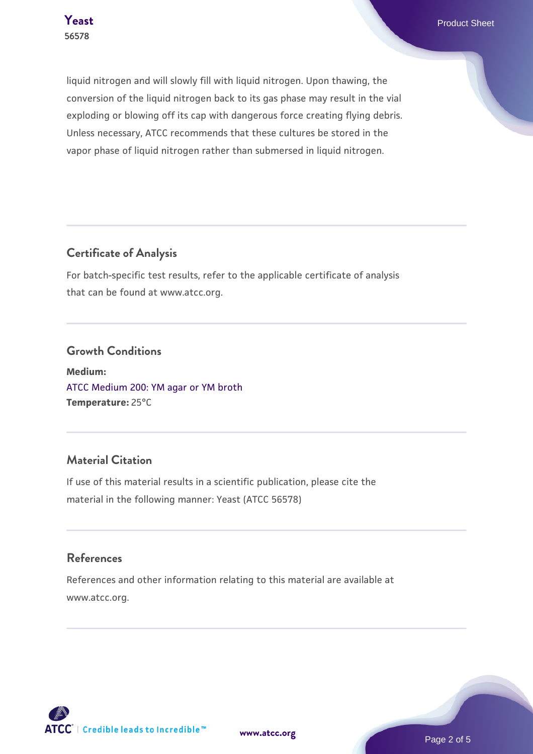liquid nitrogen and will slowly fill with liquid nitrogen. Upon thawing, the conversion of the liquid nitrogen back to its gas phase may result in the vial exploding or blowing off its cap with dangerous force creating flying debris. Unless necessary, ATCC recommends that these cultures be stored in the vapor phase of liquid nitrogen rather than submersed in liquid nitrogen.

## Certificate of Analysis

For batch-specific test results, refer to the applicable certificate of analysis that can be found at www.atcc.org.

## Growth Conditions

**Medium:**
ATCC Medium 200: YM agar or YM broth
**Temperature:** 25°C

## Material Citation

If use of this material results in a scientific publication, please cite the material in the following manner: Yeast (ATCC 56578)

## References

References and other information relating to this material are available at www.atcc.org.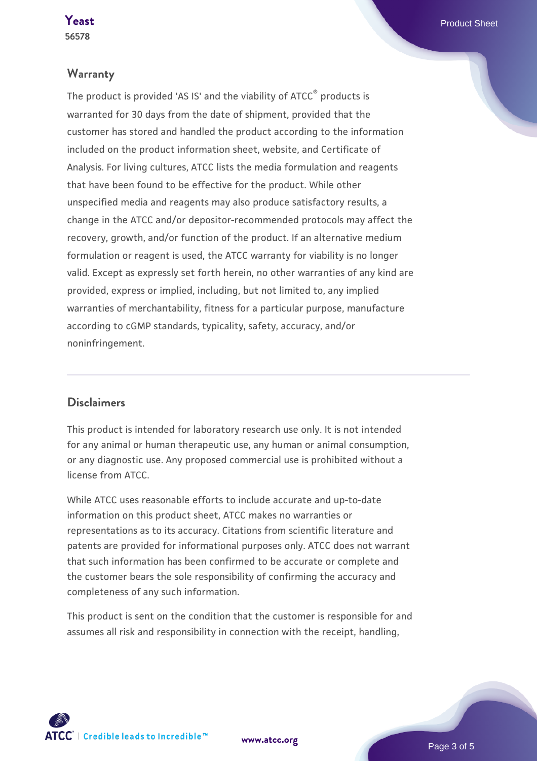## Warranty

The product is provided 'AS IS' and the viability of ATCC® products is warranted for 30 days from the date of shipment, provided that the customer has stored and handled the product according to the information included on the product information sheet, website, and Certificate of Analysis. For living cultures, ATCC lists the media formulation and reagents that have been found to be effective for the product. While other unspecified media and reagents may also produce satisfactory results, a change in the ATCC and/or depositor-recommended protocols may affect the recovery, growth, and/or function of the product. If an alternative medium formulation or reagent is used, the ATCC warranty for viability is no longer valid. Except as expressly set forth herein, no other warranties of any kind are provided, express or implied, including, but not limited to, any implied warranties of merchantability, fitness for a particular purpose, manufacture according to cGMP standards, typicality, safety, accuracy, and/or noninfringement.

## Disclaimers

This product is intended for laboratory research use only. It is not intended for any animal or human therapeutic use, any human or animal consumption, or any diagnostic use. Any proposed commercial use is prohibited without a license from ATCC.

While ATCC uses reasonable efforts to include accurate and up-to-date information on this product sheet, ATCC makes no warranties or representations as to its accuracy. Citations from scientific literature and patents are provided for informational purposes only. ATCC does not warrant that such information has been confirmed to be accurate or complete and the customer bears the sole responsibility of confirming the accuracy and completeness of any such information.

This product is sent on the condition that the customer is responsible for and assumes all risk and responsibility in connection with the receipt, handling,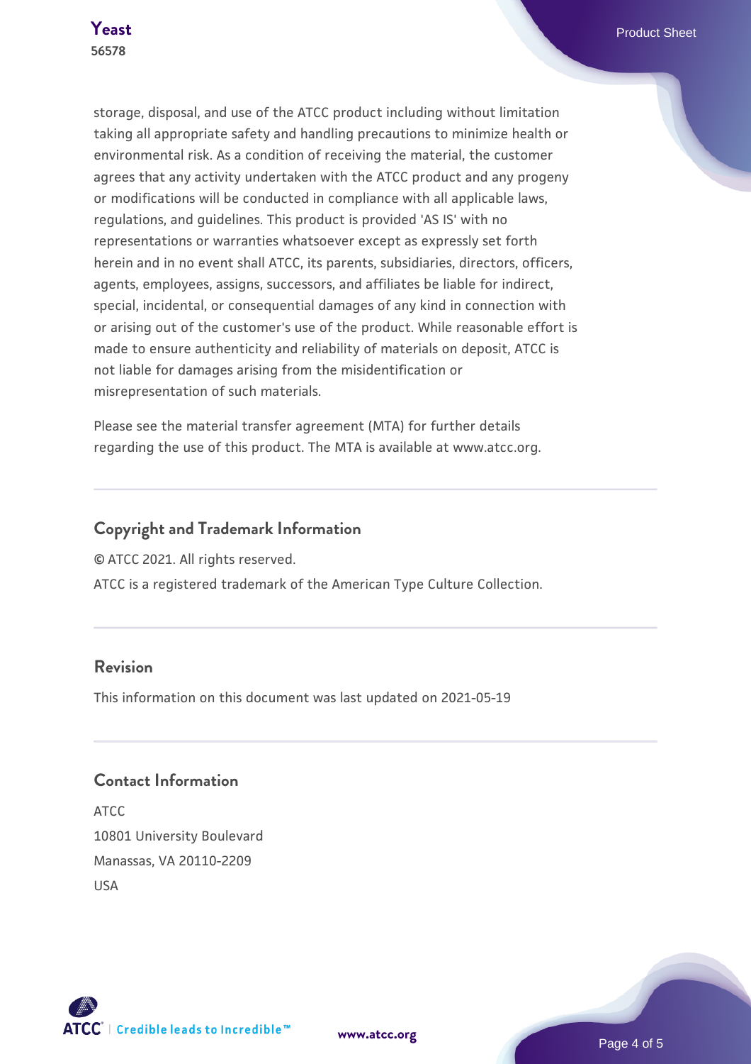storage, disposal, and use of the ATCC product including without limitation taking all appropriate safety and handling precautions to minimize health or environmental risk. As a condition of receiving the material, the customer agrees that any activity undertaken with the ATCC product and any progeny or modifications will be conducted in compliance with all applicable laws, regulations, and guidelines. This product is provided 'AS IS' with no representations or warranties whatsoever except as expressly set forth herein and in no event shall ATCC, its parents, subsidiaries, directors, officers, agents, employees, assigns, successors, and affiliates be liable for indirect, special, incidental, or consequential damages of any kind in connection with or arising out of the customer's use of the product. While reasonable effort is made to ensure authenticity and reliability of materials on deposit, ATCC is not liable for damages arising from the misidentification or misrepresentation of such materials.

Please see the material transfer agreement (MTA) for further details regarding the use of this product. The MTA is available at www.atcc.org.

## Copyright and Trademark Information

© ATCC 2021. All rights reserved.

ATCC is a registered trademark of the American Type Culture Collection.

## Revision

This information on this document was last updated on 2021-05-19

## Contact Information

ATCC
10801 University Boulevard
Manassas, VA 20110-2209
USA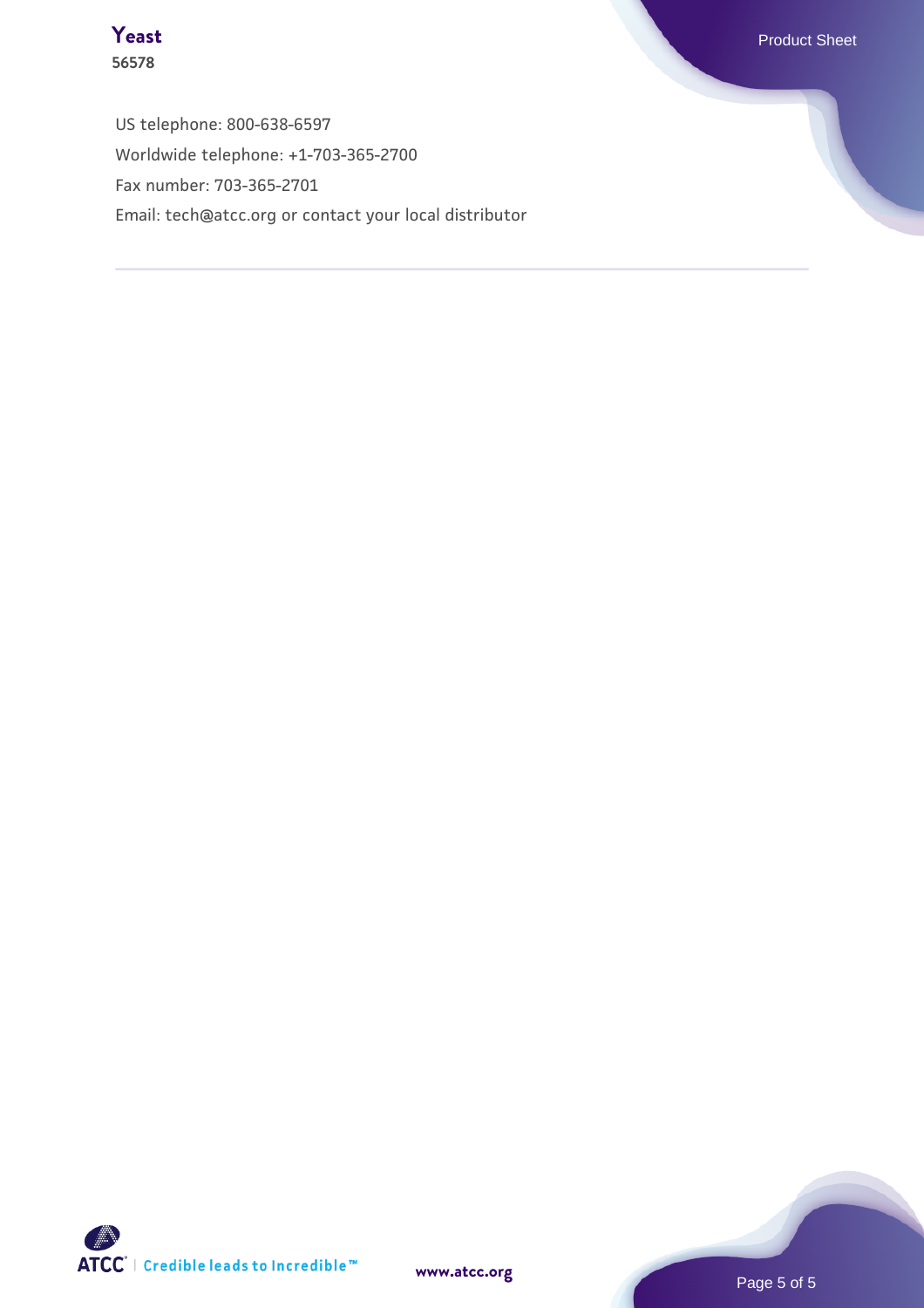US telephone: 800-638-6597

Worldwide telephone: +1-703-365-2700

Fax number: 703-365-2701

Email: tech@atcc.org or contact your local distributor